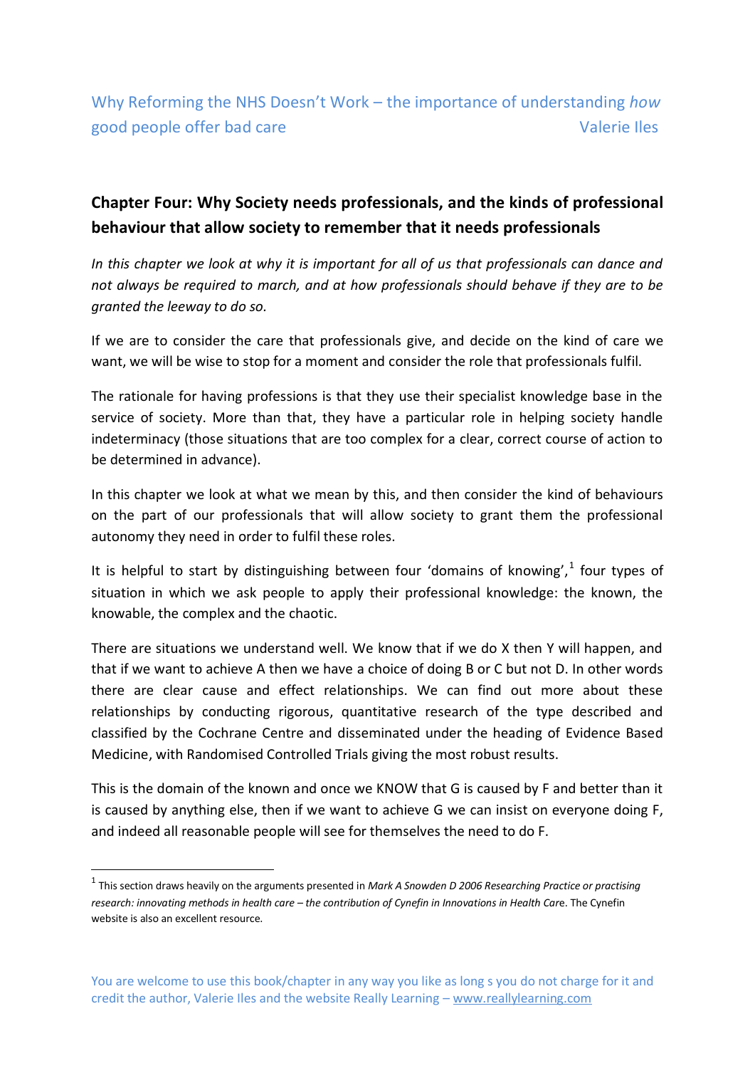Why Reforming the NHS Doesn't Work – the importance of understanding *how* good people offer bad care — Valerie Iles

## Chapter Four: Why Society needs professionals, and the kinds of professional behaviour that allow society to remember that it needs professionals

*In this chapter we look at why it is important for all of us that professionals can dance and not always be required to march, and at how professionals should behave if they are to be granted the leeway to do so.*

If we are to consider the care that professionals give, and decide on the kind of care we want, we will be wise to stop for a moment and consider the role that professionals fulfil.

The rationale for having professions is that they use their specialist knowledge base in the service of society. More than that, they have a particular role in helping society handle indeterminacy (those situations that are too complex for a clear, correct course of action to be determined in advance).

In this chapter we look at what we mean by this, and then consider the kind of behaviours on the part of our professionals that will allow society to grant them the professional autonomy they need in order to fulfil these roles.

It is helpful to start by distinguishing between four 'domains of knowing',[1] four types of situation in which we ask people to apply their professional knowledge: the known, the knowable, the complex and the chaotic.

There are situations we understand well. We know that if we do X then Y will happen, and that if we want to achieve A then we have a choice of doing B or C but not D. In other words there are clear cause and effect relationships. We can find out more about these relationships by conducting rigorous, quantitative research of the type described and classified by the Cochrane Centre and disseminated under the heading of Evidence Based Medicine, with Randomised Controlled Trials giving the most robust results.

This is the domain of the known and once we KNOW that G is caused by F and better than it is caused by anything else, then if we want to achieve G we can insist on everyone doing F, and indeed all reasonable people will see for themselves the need to do F.

[1] This section draws heavily on the arguments presented in *Mark A Snowden D 2006 Researching Practice or practising research: innovating methods in health care – the contribution of Cynefin in Innovations in Health Car*e. The Cynefin website is also an excellent resource.

You are welcome to use this book/chapter in any way you like as long s you do not charge for it and credit the author, Valerie Iles and the website Really Learning – www.reallylearning.com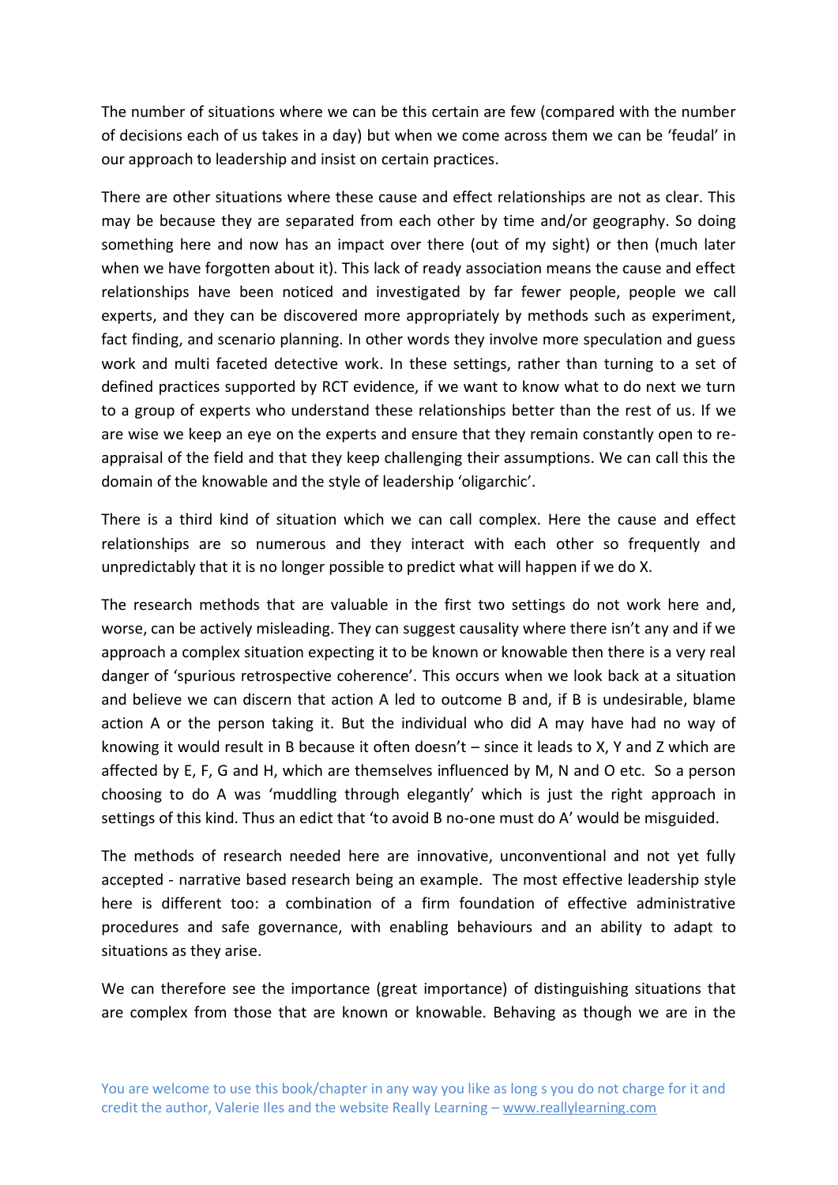The number of situations where we can be this certain are few (compared with the number of decisions each of us takes in a day) but when we come across them we can be 'feudal' in our approach to leadership and insist on certain practices.

There are other situations where these cause and effect relationships are not as clear. This may be because they are separated from each other by time and/or geography. So doing something here and now has an impact over there (out of my sight) or then (much later when we have forgotten about it). This lack of ready association means the cause and effect relationships have been noticed and investigated by far fewer people, people we call experts, and they can be discovered more appropriately by methods such as experiment, fact finding, and scenario planning. In other words they involve more speculation and guess work and multi faceted detective work. In these settings, rather than turning to a set of defined practices supported by RCT evidence, if we want to know what to do next we turn to a group of experts who understand these relationships better than the rest of us. If we are wise we keep an eye on the experts and ensure that they remain constantly open to re-appraisal of the field and that they keep challenging their assumptions. We can call this the domain of the knowable and the style of leadership 'oligarchic'.

There is a third kind of situation which we can call complex. Here the cause and effect relationships are so numerous and they interact with each other so frequently and unpredictably that it is no longer possible to predict what will happen if we do X.

The research methods that are valuable in the first two settings do not work here and, worse, can be actively misleading. They can suggest causality where there isn't any and if we approach a complex situation expecting it to be known or knowable then there is a very real danger of 'spurious retrospective coherence'. This occurs when we look back at a situation and believe we can discern that action A led to outcome B and, if B is undesirable, blame action A or the person taking it. But the individual who did A may have had no way of knowing it would result in B because it often doesn't – since it leads to X, Y and Z which are affected by E, F, G and H, which are themselves influenced by M, N and O etc. So a person choosing to do A was 'muddling through elegantly' which is just the right approach in settings of this kind. Thus an edict that 'to avoid B no-one must do A' would be misguided.

The methods of research needed here are innovative, unconventional and not yet fully accepted - narrative based research being an example. The most effective leadership style here is different too: a combination of a firm foundation of effective administrative procedures and safe governance, with enabling behaviours and an ability to adapt to situations as they arise.

We can therefore see the importance (great importance) of distinguishing situations that are complex from those that are known or knowable. Behaving as though we are in the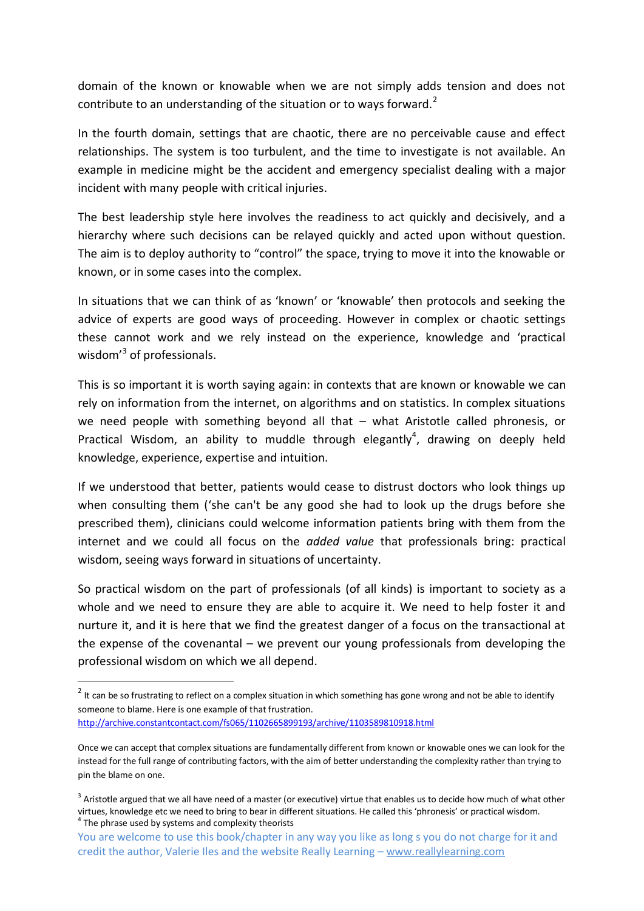domain of the known or knowable when we are not simply adds tension and does not contribute to an understanding of the situation or to ways forward.[2]

In the fourth domain, settings that are chaotic, there are no perceivable cause and effect relationships. The system is too turbulent, and the time to investigate is not available. An example in medicine might be the accident and emergency specialist dealing with a major incident with many people with critical injuries.

The best leadership style here involves the readiness to act quickly and decisively, and a hierarchy where such decisions can be relayed quickly and acted upon without question. The aim is to deploy authority to "control" the space, trying to move it into the knowable or known, or in some cases into the complex.

In situations that we can think of as 'known' or 'knowable' then protocols and seeking the advice of experts are good ways of proceeding. However in complex or chaotic settings these cannot work and we rely instead on the experience, knowledge and 'practical wisdom'[3] of professionals.

This is so important it is worth saying again: in contexts that are known or knowable we can rely on information from the internet, on algorithms and on statistics. In complex situations we need people with something beyond all that – what Aristotle called phronesis, or Practical Wisdom, an ability to muddle through elegantly[4], drawing on deeply held knowledge, experience, expertise and intuition.

If we understood that better, patients would cease to distrust doctors who look things up when consulting them ('she can't be any good she had to look up the drugs before she prescribed them), clinicians could welcome information patients bring with them from the internet and we could all focus on the *added value* that professionals bring: practical wisdom, seeing ways forward in situations of uncertainty.

So practical wisdom on the part of professionals (of all kinds) is important to society as a whole and we need to ensure they are able to acquire it. We need to help foster it and nurture it, and it is here that we find the greatest danger of a focus on the transactional at the expense of the covenantal – we prevent our young professionals from developing the professional wisdom on which we all depend.

---

[2] It can be so frustrating to reflect on a complex situation in which something has gone wrong and not be able to identify someone to blame. Here is one example of that frustration.
http://archive.constantcontact.com/fs065/1102665899193/archive/1103589810918.html

Once we can accept that complex situations are fundamentally different from known or knowable ones we can look for the instead for the full range of contributing factors, with the aim of better understanding the complexity rather than trying to pin the blame on one.

[3] Aristotle argued that we all have need of a master (or executive) virtue that enables us to decide how much of what other virtues, knowledge etc we need to bring to bear in different situations. He called this 'phronesis' or practical wisdom.

[4] The phrase used by systems and complexity theorists

You are welcome to use this book/chapter in any way you like as long s you do not charge for it and credit the author, Valerie Iles and the website Really Learning – www.reallylearning.com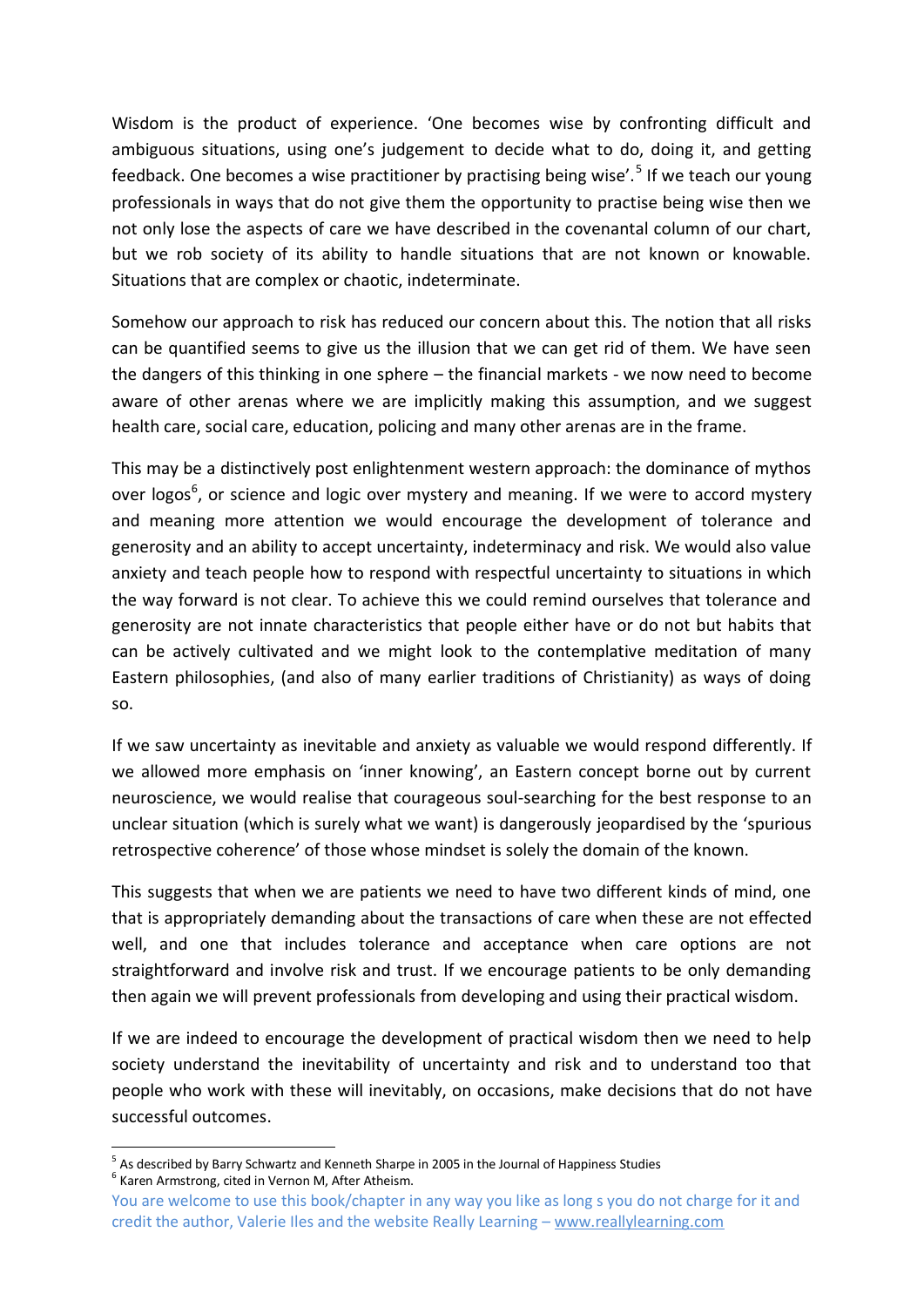Wisdom is the product of experience. 'One becomes wise by confronting difficult and ambiguous situations, using one's judgement to decide what to do, doing it, and getting feedback. One becomes a wise practitioner by practising being wise'.[5] If we teach our young professionals in ways that do not give them the opportunity to practise being wise then we not only lose the aspects of care we have described in the covenantal column of our chart, but we rob society of its ability to handle situations that are not known or knowable. Situations that are complex or chaotic, indeterminate.

Somehow our approach to risk has reduced our concern about this. The notion that all risks can be quantified seems to give us the illusion that we can get rid of them. We have seen the dangers of this thinking in one sphere – the financial markets - we now need to become aware of other arenas where we are implicitly making this assumption, and we suggest health care, social care, education, policing and many other arenas are in the frame.

This may be a distinctively post enlightenment western approach: the dominance of mythos over logos[6], or science and logic over mystery and meaning. If we were to accord mystery and meaning more attention we would encourage the development of tolerance and generosity and an ability to accept uncertainty, indeterminacy and risk. We would also value anxiety and teach people how to respond with respectful uncertainty to situations in which the way forward is not clear. To achieve this we could remind ourselves that tolerance and generosity are not innate characteristics that people either have or do not but habits that can be actively cultivated and we might look to the contemplative meditation of many Eastern philosophies, (and also of many earlier traditions of Christianity) as ways of doing so.

If we saw uncertainty as inevitable and anxiety as valuable we would respond differently. If we allowed more emphasis on 'inner knowing', an Eastern concept borne out by current neuroscience, we would realise that courageous soul-searching for the best response to an unclear situation (which is surely what we want) is dangerously jeopardised by the 'spurious retrospective coherence' of those whose mindset is solely the domain of the known.

This suggests that when we are patients we need to have two different kinds of mind, one that is appropriately demanding about the transactions of care when these are not effected well, and one that includes tolerance and acceptance when care options are not straightforward and involve risk and trust. If we encourage patients to be only demanding then again we will prevent professionals from developing and using their practical wisdom.

If we are indeed to encourage the development of practical wisdom then we need to help society understand the inevitability of uncertainty and risk and to understand too that people who work with these will inevitably, on occasions, make decisions that do not have successful outcomes.

---

[5] As described by Barry Schwartz and Kenneth Sharpe in 2005 in the Journal of Happiness Studies

[6] Karen Armstrong, cited in Vernon M, After Atheism.

You are welcome to use this book/chapter in any way you like as long s you do not charge for it and credit the author, Valerie Iles and the website Really Learning – www.reallylearning.com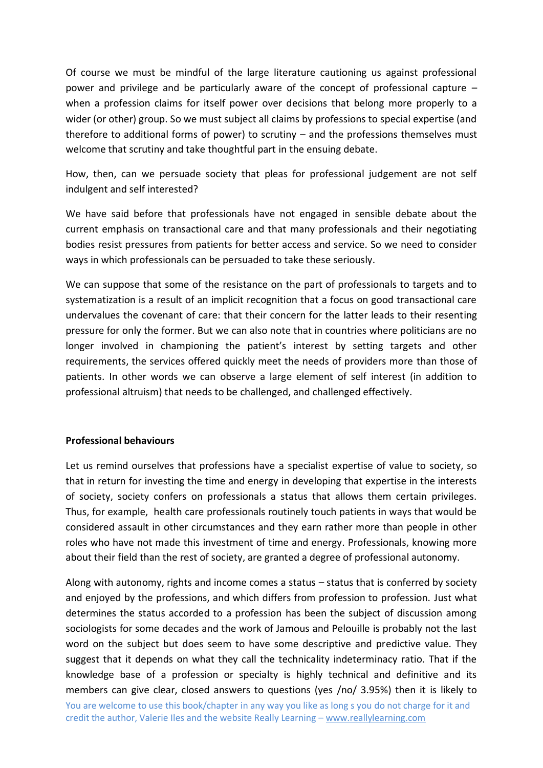Of course we must be mindful of the large literature cautioning us against professional power and privilege and be particularly aware of the concept of professional capture – when a profession claims for itself power over decisions that belong more properly to a wider (or other) group. So we must subject all claims by professions to special expertise (and therefore to additional forms of power) to scrutiny – and the professions themselves must welcome that scrutiny and take thoughtful part in the ensuing debate.

How, then, can we persuade society that pleas for professional judgement are not self indulgent and self interested?

We have said before that professionals have not engaged in sensible debate about the current emphasis on transactional care and that many professionals and their negotiating bodies resist pressures from patients for better access and service. So we need to consider ways in which professionals can be persuaded to take these seriously.

We can suppose that some of the resistance on the part of professionals to targets and to systematization is a result of an implicit recognition that a focus on good transactional care undervalues the covenant of care: that their concern for the latter leads to their resenting pressure for only the former. But we can also note that in countries where politicians are no longer involved in championing the patient's interest by setting targets and other requirements, the services offered quickly meet the needs of providers more than those of patients. In other words we can observe a large element of self interest (in addition to professional altruism) that needs to be challenged, and challenged effectively.

**Professional behaviours**

Let us remind ourselves that professions have a specialist expertise of value to society, so that in return for investing the time and energy in developing that expertise in the interests of society, society confers on professionals a status that allows them certain privileges. Thus, for example, health care professionals routinely touch patients in ways that would be considered assault in other circumstances and they earn rather more than people in other roles who have not made this investment of time and energy. Professionals, knowing more about their field than the rest of society, are granted a degree of professional autonomy.

Along with autonomy, rights and income comes a status – status that is conferred by society and enjoyed by the professions, and which differs from profession to profession. Just what determines the status accorded to a profession has been the subject of discussion among sociologists for some decades and the work of Jamous and Pelouille is probably not the last word on the subject but does seem to have some descriptive and predictive value. They suggest that it depends on what they call the technicality indeterminacy ratio. That if the knowledge base of a profession or specialty is highly technical and definitive and its members can give clear, closed answers to questions (yes /no/ 3.95%) then it is likely to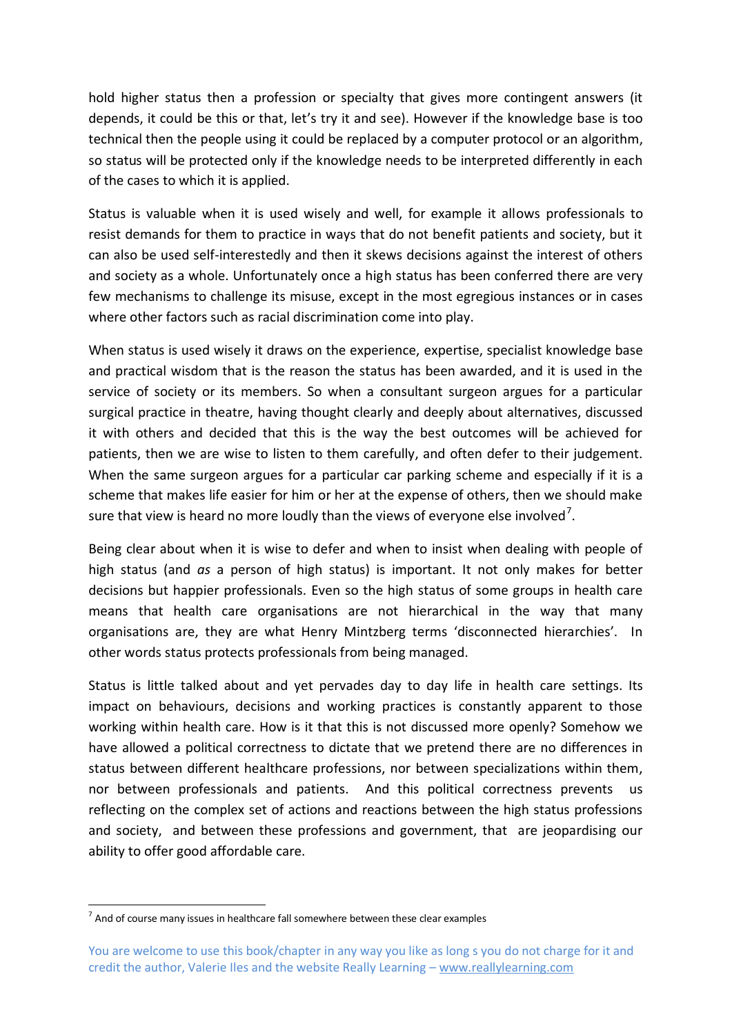hold higher status then a profession or specialty that gives more contingent answers (it depends, it could be this or that, let's try it and see). However if the knowledge base is too technical then the people using it could be replaced by a computer protocol or an algorithm, so status will be protected only if the knowledge needs to be interpreted differently in each of the cases to which it is applied.

Status is valuable when it is used wisely and well, for example it allows professionals to resist demands for them to practice in ways that do not benefit patients and society, but it can also be used self-interestedly and then it skews decisions against the interest of others and society as a whole. Unfortunately once a high status has been conferred there are very few mechanisms to challenge its misuse, except in the most egregious instances or in cases where other factors such as racial discrimination come into play.

When status is used wisely it draws on the experience, expertise, specialist knowledge base and practical wisdom that is the reason the status has been awarded, and it is used in the service of society or its members. So when a consultant surgeon argues for a particular surgical practice in theatre, having thought clearly and deeply about alternatives, discussed it with others and decided that this is the way the best outcomes will be achieved for patients, then we are wise to listen to them carefully, and often defer to their judgement. When the same surgeon argues for a particular car parking scheme and especially if it is a scheme that makes life easier for him or her at the expense of others, then we should make sure that view is heard no more loudly than the views of everyone else involved[7].

Being clear about when it is wise to defer and when to insist when dealing with people of high status (and *as* a person of high status) is important. It not only makes for better decisions but happier professionals. Even so the high status of some groups in health care means that health care organisations are not hierarchical in the way that many organisations are, they are what Henry Mintzberg terms 'disconnected hierarchies'. In other words status protects professionals from being managed.

Status is little talked about and yet pervades day to day life in health care settings. Its impact on behaviours, decisions and working practices is constantly apparent to those working within health care. How is it that this is not discussed more openly? Somehow we have allowed a political correctness to dictate that we pretend there are no differences in status between different healthcare professions, nor between specializations within them, nor between professionals and patients. And this political correctness prevents us reflecting on the complex set of actions and reactions between the high status professions and society, and between these professions and government, that are jeopardising our ability to offer good affordable care.

---

[7] And of course many issues in healthcare fall somewhere between these clear examples

You are welcome to use this book/chapter in any way you like as long s you do not charge for it and credit the author, Valerie Iles and the website Really Learning – www.reallylearning.com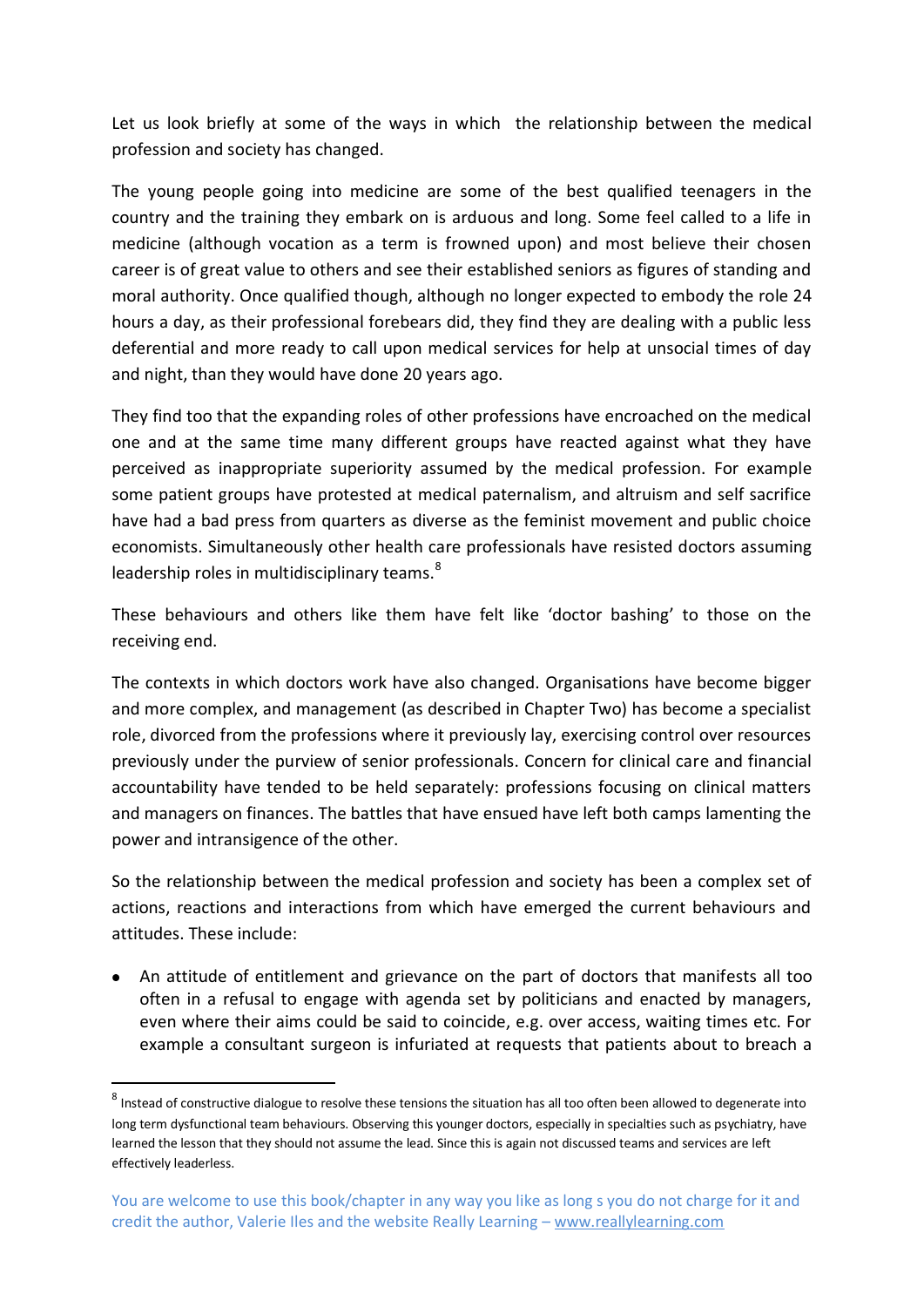Let us look briefly at some of the ways in which the relationship between the medical profession and society has changed.

The young people going into medicine are some of the best qualified teenagers in the country and the training they embark on is arduous and long. Some feel called to a life in medicine (although vocation as a term is frowned upon) and most believe their chosen career is of great value to others and see their established seniors as figures of standing and moral authority. Once qualified though, although no longer expected to embody the role 24 hours a day, as their professional forebears did, they find they are dealing with a public less deferential and more ready to call upon medical services for help at unsocial times of day and night, than they would have done 20 years ago.

They find too that the expanding roles of other professions have encroached on the medical one and at the same time many different groups have reacted against what they have perceived as inappropriate superiority assumed by the medical profession. For example some patient groups have protested at medical paternalism, and altruism and self sacrifice have had a bad press from quarters as diverse as the feminist movement and public choice economists. Simultaneously other health care professionals have resisted doctors assuming leadership roles in multidisciplinary teams.[8]

These behaviours and others like them have felt like 'doctor bashing' to those on the receiving end.

The contexts in which doctors work have also changed. Organisations have become bigger and more complex, and management (as described in Chapter Two) has become a specialist role, divorced from the professions where it previously lay, exercising control over resources previously under the purview of senior professionals. Concern for clinical care and financial accountability have tended to be held separately: professions focusing on clinical matters and managers on finances. The battles that have ensued have left both camps lamenting the power and intransigence of the other.

So the relationship between the medical profession and society has been a complex set of actions, reactions and interactions from which have emerged the current behaviours and attitudes. These include:

- An attitude of entitlement and grievance on the part of doctors that manifests all too often in a refusal to engage with agenda set by politicians and enacted by managers, even where their aims could be said to coincide, e.g. over access, waiting times etc. For example a consultant surgeon is infuriated at requests that patients about to breach a

[8] Instead of constructive dialogue to resolve these tensions the situation has all too often been allowed to degenerate into long term dysfunctional team behaviours. Observing this younger doctors, especially in specialties such as psychiatry, have learned the lesson that they should not assume the lead. Since this is again not discussed teams and services are left effectively leaderless.

You are welcome to use this book/chapter in any way you like as long s you do not charge for it and credit the author, Valerie Iles and the website Really Learning – www.reallylearning.com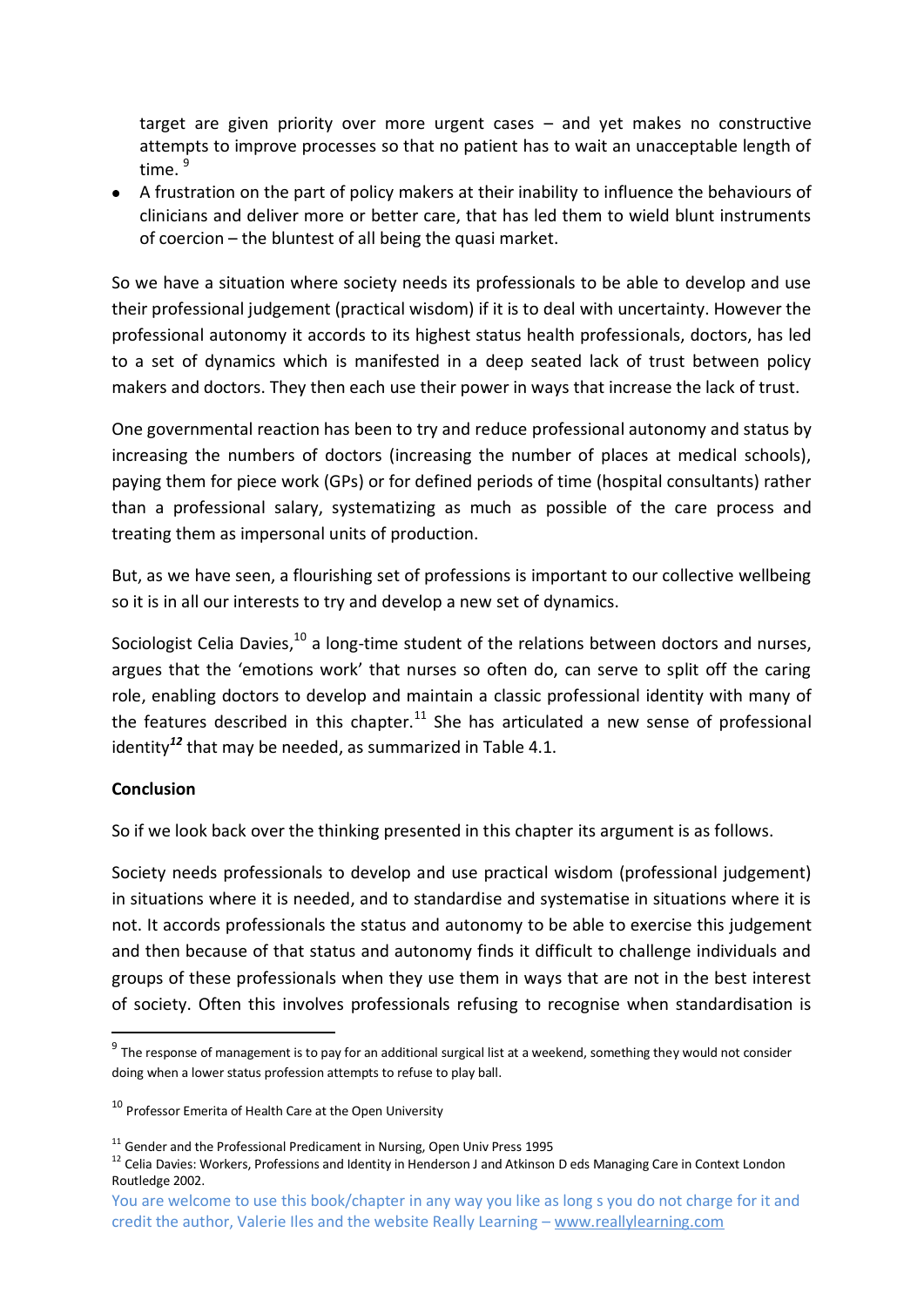target are given priority over more urgent cases – and yet makes no constructive attempts to improve processes so that no patient has to wait an unacceptable length of time. [9]

- A frustration on the part of policy makers at their inability to influence the behaviours of clinicians and deliver more or better care, that has led them to wield blunt instruments of coercion – the bluntest of all being the quasi market.

So we have a situation where society needs its professionals to be able to develop and use their professional judgement (practical wisdom) if it is to deal with uncertainty. However the professional autonomy it accords to its highest status health professionals, doctors, has led to a set of dynamics which is manifested in a deep seated lack of trust between policy makers and doctors. They then each use their power in ways that increase the lack of trust.

One governmental reaction has been to try and reduce professional autonomy and status by increasing the numbers of doctors (increasing the number of places at medical schools), paying them for piece work (GPs) or for defined periods of time (hospital consultants) rather than a professional salary, systematizing as much as possible of the care process and treating them as impersonal units of production.

But, as we have seen, a flourishing set of professions is important to our collective wellbeing so it is in all our interests to try and develop a new set of dynamics.

Sociologist Celia Davies,[10] a long-time student of the relations between doctors and nurses, argues that the 'emotions work' that nurses so often do, can serve to split off the caring role, enabling doctors to develop and maintain a classic professional identity with many of the features described in this chapter.[11] She has articulated a new sense of professional identity[12] that may be needed, as summarized in Table 4.1.

**Conclusion**

So if we look back over the thinking presented in this chapter its argument is as follows.

Society needs professionals to develop and use practical wisdom (professional judgement) in situations where it is needed, and to standardise and systematise in situations where it is not. It accords professionals the status and autonomy to be able to exercise this judgement and then because of that status and autonomy finds it difficult to challenge individuals and groups of these professionals when they use them in ways that are not in the best interest of society. Often this involves professionals refusing to recognise when standardisation is

---

[9] The response of management is to pay for an additional surgical list at a weekend, something they would not consider doing when a lower status profession attempts to refuse to play ball.

[10] Professor Emerita of Health Care at the Open University

[11] Gender and the Professional Predicament in Nursing, Open Univ Press 1995

[12] Celia Davies: Workers, Professions and Identity in Henderson J and Atkinson D eds Managing Care in Context London Routledge 2002.

You are welcome to use this book/chapter in any way you like as long s you do not charge for it and credit the author, Valerie Iles and the website Really Learning – www.reallylearning.com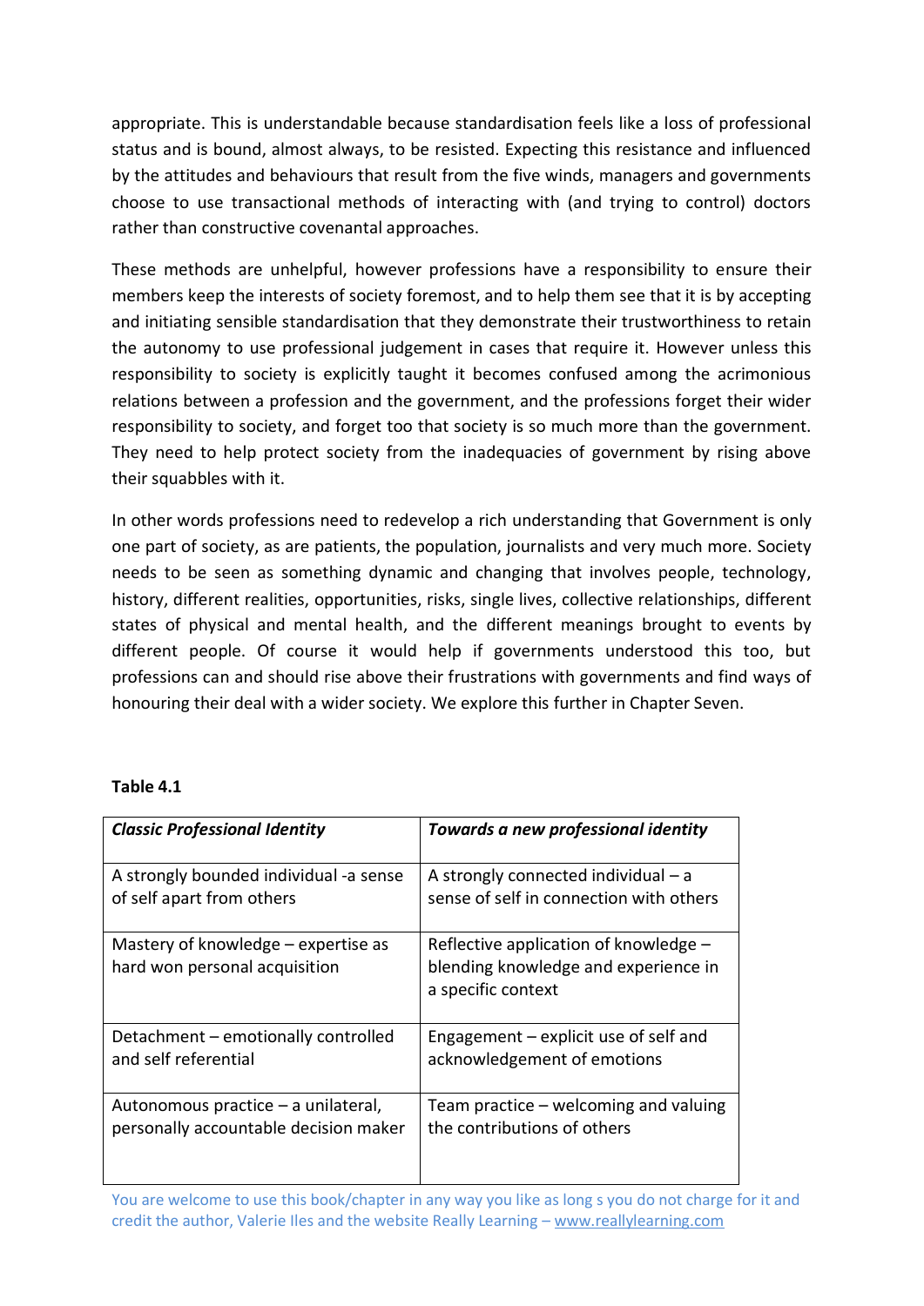appropriate. This is understandable because standardisation feels like a loss of professional status and is bound, almost always, to be resisted. Expecting this resistance and influenced by the attitudes and behaviours that result from the five winds, managers and governments choose to use transactional methods of interacting with (and trying to control) doctors rather than constructive covenantal approaches.

These methods are unhelpful, however professions have a responsibility to ensure their members keep the interests of society foremost, and to help them see that it is by accepting and initiating sensible standardisation that they demonstrate their trustworthiness to retain the autonomy to use professional judgement in cases that require it. However unless this responsibility to society is explicitly taught it becomes confused among the acrimonious relations between a profession and the government, and the professions forget their wider responsibility to society, and forget too that society is so much more than the government. They need to help protect society from the inadequacies of government by rising above their squabbles with it.

In other words professions need to redevelop a rich understanding that Government is only one part of society, as are patients, the population, journalists and very much more. Society needs to be seen as something dynamic and changing that involves people, technology, history, different realities, opportunities, risks, single lives, collective relationships, different states of physical and mental health, and the different meanings brought to events by different people. Of course it would help if governments understood this too, but professions can and should rise above their frustrations with governments and find ways of honouring their deal with a wider society. We explore this further in Chapter Seven.

**Table 4.1**

| ***Classic Professional Identity*** | ***Towards a new professional identity*** |
|---|---|
| A strongly bounded individual -a sense of self apart from others | A strongly connected individual – a sense of self in connection with others |
| Mastery of knowledge – expertise as hard won personal acquisition | Reflective application of knowledge – blending knowledge and experience in a specific context |
| Detachment – emotionally controlled and self referential | Engagement – explicit use of self and acknowledgement of emotions |
| Autonomous practice – a unilateral, personally accountable decision maker | Team practice – welcoming and valuing the contributions of others |

You are welcome to use this book/chapter in any way you like as long s you do not charge for it and credit the author, Valerie Iles and the website Really Learning – www.reallylearning.com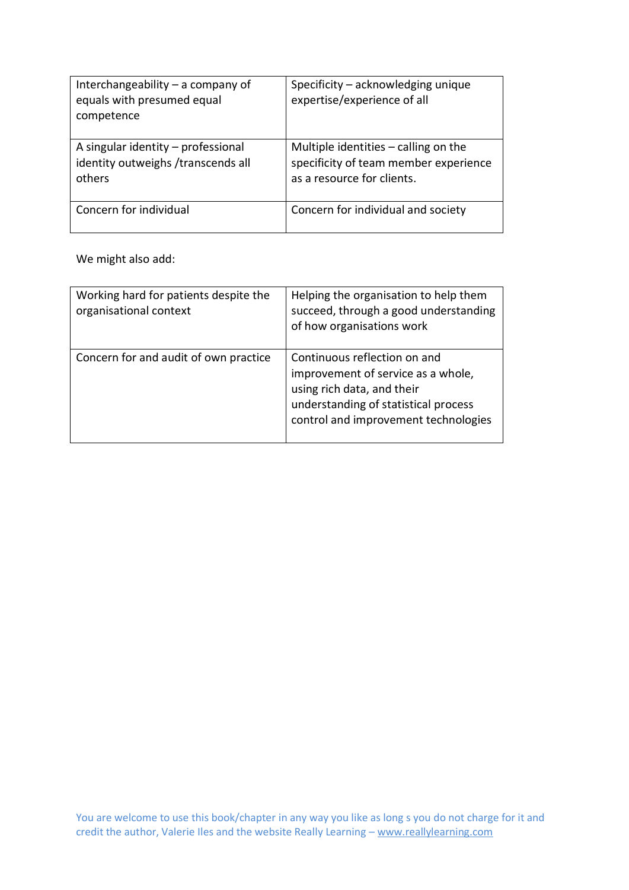| | |
|---|---|
| Interchangeability – a company of equals with presumed equal competence | Specificity – acknowledging unique expertise/experience of all |
| A singular identity – professional identity outweighs /transcends all others | Multiple identities – calling on the specificity of team member experience as a resource for clients. |
| Concern for individual | Concern for individual and society |

We might also add:

| | |
|---|---|
| Working hard for patients despite the organisational context | Helping the organisation to help them succeed, through a good understanding of how organisations work |
| Concern for and audit of own practice | Continuous reflection on and improvement of service as a whole, using rich data, and their understanding of statistical process control and improvement technologies |